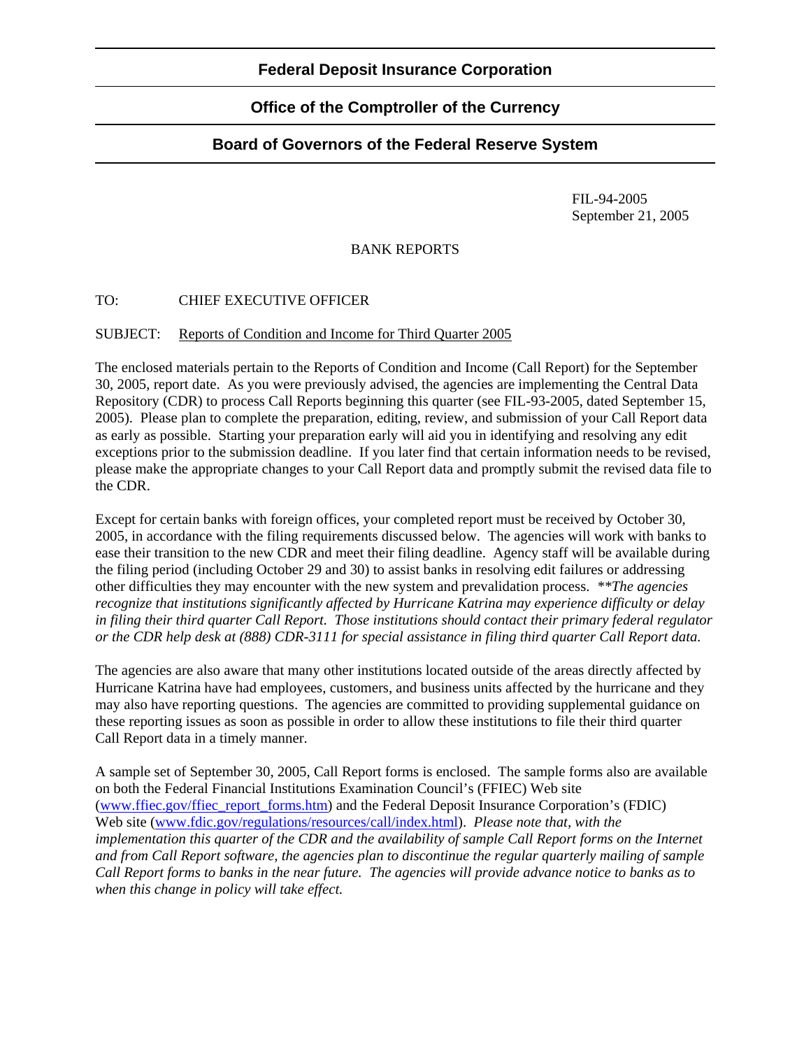**Federal Deposit Insurance Corporation**

**Office of the Comptroller of the Currency**

**Board of Governors of the Federal Reserve System**

FIL-94-2005
September 21, 2005

BANK REPORTS

TO: CHIEF EXECUTIVE OFFICER

SUBJECT: Reports of Condition and Income for Third Quarter 2005

The enclosed materials pertain to the Reports of Condition and Income (Call Report) for the September 30, 2005, report date. As you were previously advised, the agencies are implementing the Central Data Repository (CDR) to process Call Reports beginning this quarter (see FIL-93-2005, dated September 15, 2005). Please plan to complete the preparation, editing, review, and submission of your Call Report data as early as possible. Starting your preparation early will aid you in identifying and resolving any edit exceptions prior to the submission deadline. If you later find that certain information needs to be revised, please make the appropriate changes to your Call Report data and promptly submit the revised data file to the CDR.

Except for certain banks with foreign offices, your completed report must be received by October 30, 2005, in accordance with the filing requirements discussed below. The agencies will work with banks to ease their transition to the new CDR and meet their filing deadline. Agency staff will be available during the filing period (including October 29 and 30) to assist banks in resolving edit failures or addressing other difficulties they may encounter with the new system and prevalidation process. *\*\*The agencies recognize that institutions significantly affected by Hurricane Katrina may experience difficulty or delay in filing their third quarter Call Report. Those institutions should contact their primary federal regulator or the CDR help desk at (888) CDR-3111 for special assistance in filing third quarter Call Report data.*

The agencies are also aware that many other institutions located outside of the areas directly affected by Hurricane Katrina have had employees, customers, and business units affected by the hurricane and they may also have reporting questions. The agencies are committed to providing supplemental guidance on these reporting issues as soon as possible in order to allow these institutions to file their third quarter Call Report data in a timely manner.

A sample set of September 30, 2005, Call Report forms is enclosed. The sample forms also are available on both the Federal Financial Institutions Examination Council's (FFIEC) Web site (www.ffiec.gov/ffiec_report_forms.htm) and the Federal Deposit Insurance Corporation's (FDIC) Web site (www.fdic.gov/regulations/resources/call/index.html). *Please note that, with the implementation this quarter of the CDR and the availability of sample Call Report forms on the Internet and from Call Report software, the agencies plan to discontinue the regular quarterly mailing of sample Call Report forms to banks in the near future. The agencies will provide advance notice to banks as to when this change in policy will take effect.*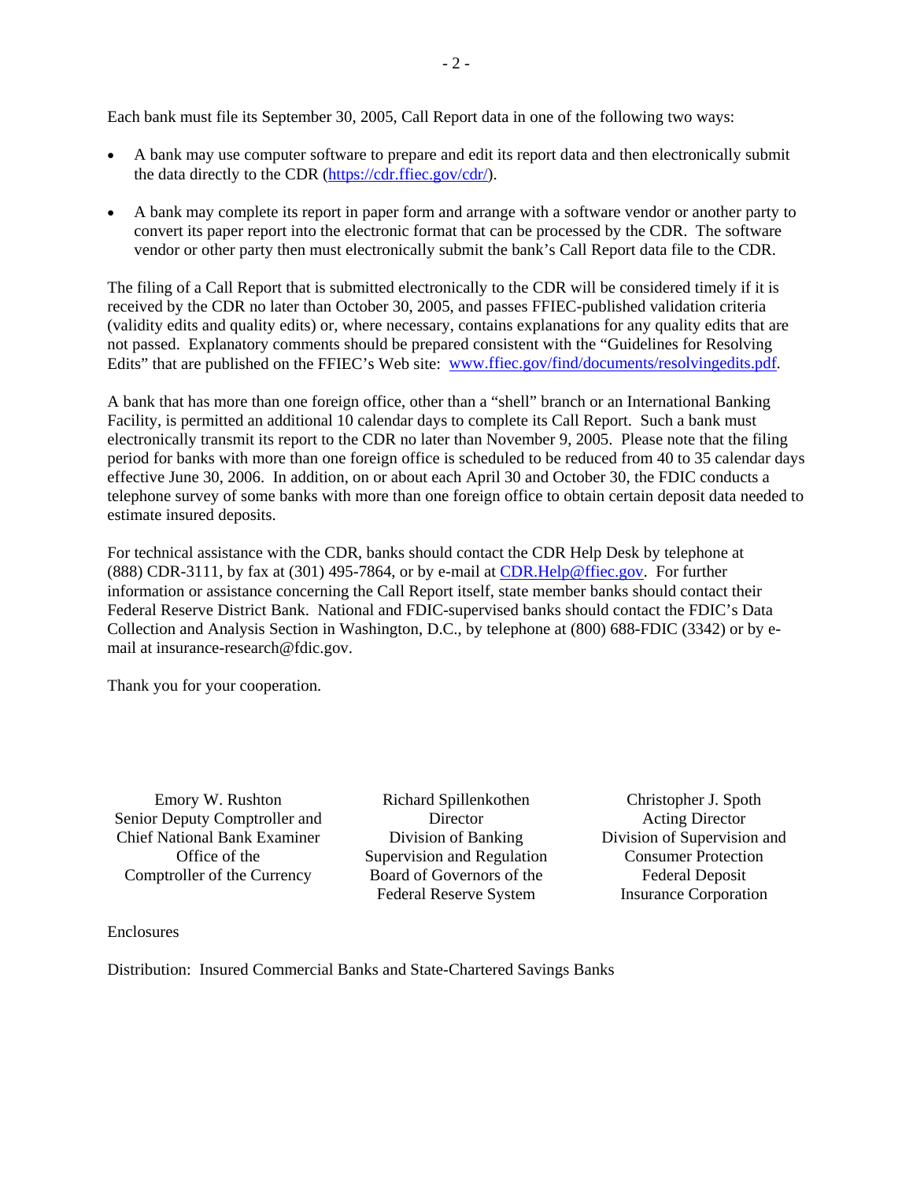Each bank must file its September 30, 2005, Call Report data in one of the following two ways:

- A bank may use computer software to prepare and edit its report data and then electronically submit the data directly to the CDR (https://cdr.ffiec.gov/cdr/).
- A bank may complete its report in paper form and arrange with a software vendor or another party to convert its paper report into the electronic format that can be processed by the CDR. The software vendor or other party then must electronically submit the bank's Call Report data file to the CDR.

The filing of a Call Report that is submitted electronically to the CDR will be considered timely if it is received by the CDR no later than October 30, 2005, and passes FFIEC-published validation criteria (validity edits and quality edits) or, where necessary, contains explanations for any quality edits that are not passed. Explanatory comments should be prepared consistent with the "Guidelines for Resolving Edits" that are published on the FFIEC's Web site: www.ffiec.gov/find/documents/resolvingedits.pdf.

A bank that has more than one foreign office, other than a "shell" branch or an International Banking Facility, is permitted an additional 10 calendar days to complete its Call Report. Such a bank must electronically transmit its report to the CDR no later than November 9, 2005. Please note that the filing period for banks with more than one foreign office is scheduled to be reduced from 40 to 35 calendar days effective June 30, 2006. In addition, on or about each April 30 and October 30, the FDIC conducts a telephone survey of some banks with more than one foreign office to obtain certain deposit data needed to estimate insured deposits.

For technical assistance with the CDR, banks should contact the CDR Help Desk by telephone at (888) CDR-3111, by fax at (301) 495-7864, or by e-mail at CDR.Help@ffiec.gov. For further information or assistance concerning the Call Report itself, state member banks should contact their Federal Reserve District Bank. National and FDIC-supervised banks should contact the FDIC's Data Collection and Analysis Section in Washington, D.C., by telephone at (800) 688-FDIC (3342) or by e-mail at insurance-research@fdic.gov.

Thank you for your cooperation.

Emory W. Rushton
Senior Deputy Comptroller and
Chief National Bank Examiner
Office of the
Comptroller of the Currency

Richard Spillenkothen
Director
Division of Banking
Supervision and Regulation
Board of Governors of the
Federal Reserve System

Christopher J. Spoth
Acting Director
Division of Supervision and
Consumer Protection
Federal Deposit
Insurance Corporation

Enclosures

Distribution: Insured Commercial Banks and State-Chartered Savings Banks